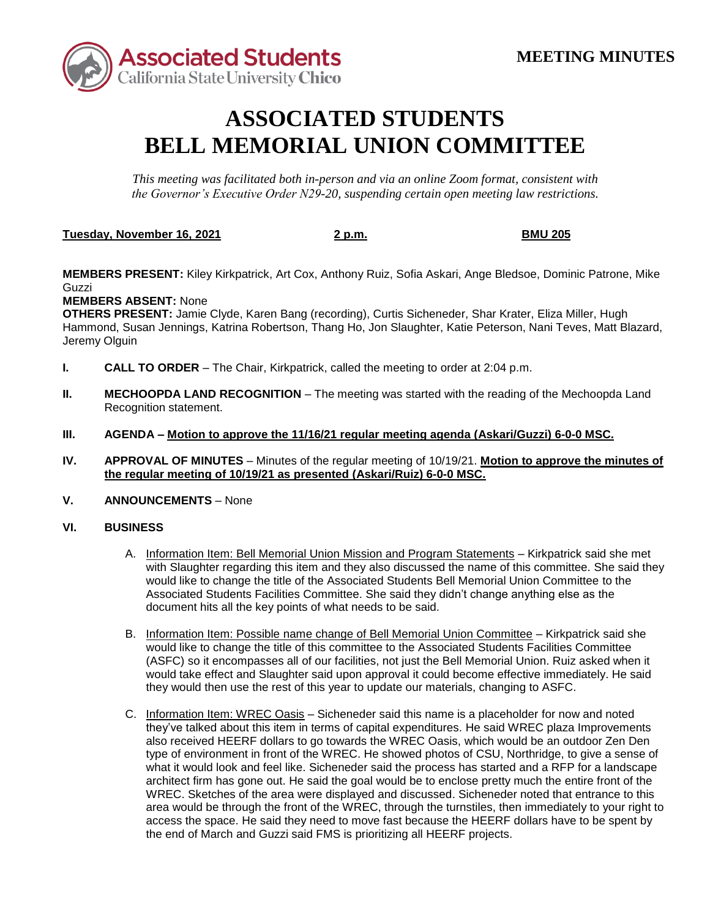MEETING MINUTES

# ASSOCIATED STUDENTS
# BELL MEMORIAL UNION COMMITTEE

*This meeting was facilitated both in-person and via an online Zoom format, consistent with the Governor's Executive Order N29-20, suspending certain open meeting law restrictions.*

**Tuesday, November 16, 2021** **2 p.m.** **BMU 205**

**MEMBERS PRESENT:** Kiley Kirkpatrick, Art Cox, Anthony Ruiz, Sofia Askari, Ange Bledsoe, Dominic Patrone, Mike Guzzi
**MEMBERS ABSENT:** None
**OTHERS PRESENT:** Jamie Clyde, Karen Bang (recording), Curtis Sicheneder, Shar Krater, Eliza Miller, Hugh Hammond, Susan Jennings, Katrina Robertson, Thang Ho, Jon Slaughter, Katie Peterson, Nani Teves, Matt Blazard, Jeremy Olguin

**I. CALL TO ORDER** – The Chair, Kirkpatrick, called the meeting to order at 2:04 p.m.

**II. MECHOOPDA LAND RECOGNITION** – The meeting was started with the reading of the Mechoopda Land Recognition statement.

**III. AGENDA – Motion to approve the 11/16/21 regular meeting agenda (Askari/Guzzi) 6-0-0 MSC.**

**IV. APPROVAL OF MINUTES** – Minutes of the regular meeting of 10/19/21. **Motion to approve the minutes of the regular meeting of 10/19/21 as presented (Askari/Ruiz) 6-0-0 MSC.**

**V. ANNOUNCEMENTS** – None

**VI. BUSINESS**

A. Information Item: Bell Memorial Union Mission and Program Statements – Kirkpatrick said she met with Slaughter regarding this item and they also discussed the name of this committee. She said they would like to change the title of the Associated Students Bell Memorial Union Committee to the Associated Students Facilities Committee. She said they didn't change anything else as the document hits all the key points of what needs to be said.

B. Information Item: Possible name change of Bell Memorial Union Committee – Kirkpatrick said she would like to change the title of this committee to the Associated Students Facilities Committee (ASFC) so it encompasses all of our facilities, not just the Bell Memorial Union. Ruiz asked when it would take effect and Slaughter said upon approval it could become effective immediately. He said they would then use the rest of this year to update our materials, changing to ASFC.

C. Information Item: WREC Oasis – Sicheneder said this name is a placeholder for now and noted they've talked about this item in terms of capital expenditures. He said WREC plaza Improvements also received HEERF dollars to go towards the WREC Oasis, which would be an outdoor Zen Den type of environment in front of the WREC. He showed photos of CSU, Northridge, to give a sense of what it would look and feel like. Sicheneder said the process has started and a RFP for a landscape architect firm has gone out. He said the goal would be to enclose pretty much the entire front of the WREC. Sketches of the area were displayed and discussed. Sicheneder noted that entrance to this area would be through the front of the WREC, through the turnstiles, then immediately to your right to access the space. He said they need to move fast because the HEERF dollars have to be spent by the end of March and Guzzi said FMS is prioritizing all HEERF projects.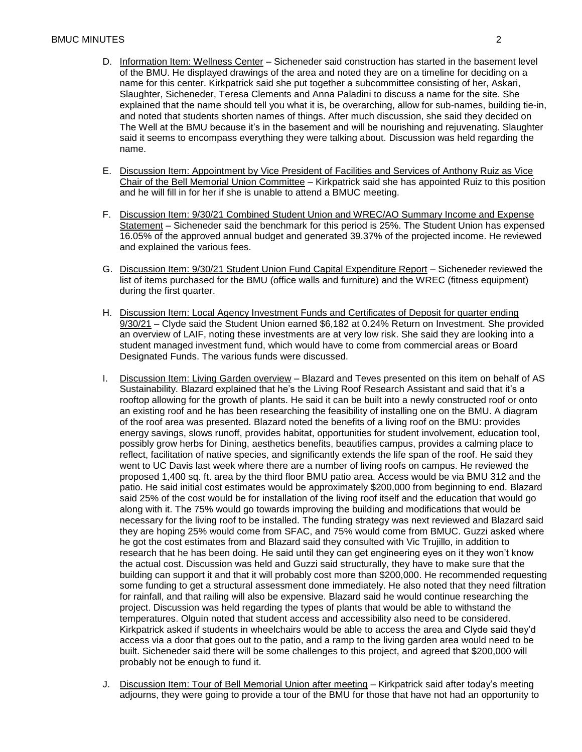D. <u>Information Item: Wellness Center</u> – Sicheneder said construction has started in the basement level of the BMU. He displayed drawings of the area and noted they are on a timeline for deciding on a name for this center. Kirkpatrick said she put together a subcommittee consisting of her, Askari, Slaughter, Sicheneder, Teresa Clements and Anna Paladini to discuss a name for the site. She explained that the name should tell you what it is, be overarching, allow for sub-names, building tie-in, and noted that students shorten names of things. After much discussion, she said they decided on The Well at the BMU because it's in the basement and will be nourishing and rejuvenating. Slaughter said it seems to encompass everything they were talking about. Discussion was held regarding the name.

E. <u>Discussion Item: Appointment by Vice President of Facilities and Services of Anthony Ruiz as Vice Chair of the Bell Memorial Union Committee</u> – Kirkpatrick said she has appointed Ruiz to this position and he will fill in for her if she is unable to attend a BMUC meeting.

F. <u>Discussion Item: 9/30/21 Combined Student Union and WREC/AO Summary Income and Expense Statement</u> – Sicheneder said the benchmark for this period is 25%. The Student Union has expensed 16.05% of the approved annual budget and generated 39.37% of the projected income. He reviewed and explained the various fees.

G. <u>Discussion Item: 9/30/21 Student Union Fund Capital Expenditure Report</u> – Sicheneder reviewed the list of items purchased for the BMU (office walls and furniture) and the WREC (fitness equipment) during the first quarter.

H. <u>Discussion Item: Local Agency Investment Funds and Certificates of Deposit for quarter ending 9/30/21</u> – Clyde said the Student Union earned $6,182 at 0.24% Return on Investment. She provided an overview of LAIF, noting these investments are at very low risk. She said they are looking into a student managed investment fund, which would have to come from commercial areas or Board Designated Funds. The various funds were discussed.

I. <u>Discussion Item: Living Garden overview</u> – Blazard and Teves presented on this item on behalf of AS Sustainability. Blazard explained that he's the Living Roof Research Assistant and said that it's a rooftop allowing for the growth of plants. He said it can be built into a newly constructed roof or onto an existing roof and he has been researching the feasibility of installing one on the BMU. A diagram of the roof area was presented. Blazard noted the benefits of a living roof on the BMU: provides energy savings, slows runoff, provides habitat, opportunities for student involvement, education tool, possibly grow herbs for Dining, aesthetics benefits, beautifies campus, provides a calming place to reflect, facilitation of native species, and significantly extends the life span of the roof. He said they went to UC Davis last week where there are a number of living roofs on campus. He reviewed the proposed 1,400 sq. ft. area by the third floor BMU patio area. Access would be via BMU 312 and the patio. He said initial cost estimates would be approximately $200,000 from beginning to end. Blazard said 25% of the cost would be for installation of the living roof itself and the education that would go along with it. The 75% would go towards improving the building and modifications that would be necessary for the living roof to be installed. The funding strategy was next reviewed and Blazard said they are hoping 25% would come from SFAC, and 75% would come from BMUC. Guzzi asked where he got the cost estimates from and Blazard said they consulted with Vic Trujillo, in addition to research that he has been doing. He said until they can get engineering eyes on it they won't know the actual cost. Discussion was held and Guzzi said structurally, they have to make sure that the building can support it and that it will probably cost more than $200,000. He recommended requesting some funding to get a structural assessment done immediately. He also noted that they need filtration for rainfall, and that railing will also be expensive. Blazard said he would continue researching the project. Discussion was held regarding the types of plants that would be able to withstand the temperatures. Olguin noted that student access and accessibility also need to be considered. Kirkpatrick asked if students in wheelchairs would be able to access the area and Clyde said they'd access via a door that goes out to the patio, and a ramp to the living garden area would need to be built. Sicheneder said there will be some challenges to this project, and agreed that $200,000 will probably not be enough to fund it.

J. <u>Discussion Item: Tour of Bell Memorial Union after meeting</u> – Kirkpatrick said after today's meeting adjourns, they were going to provide a tour of the BMU for those that have not had an opportunity to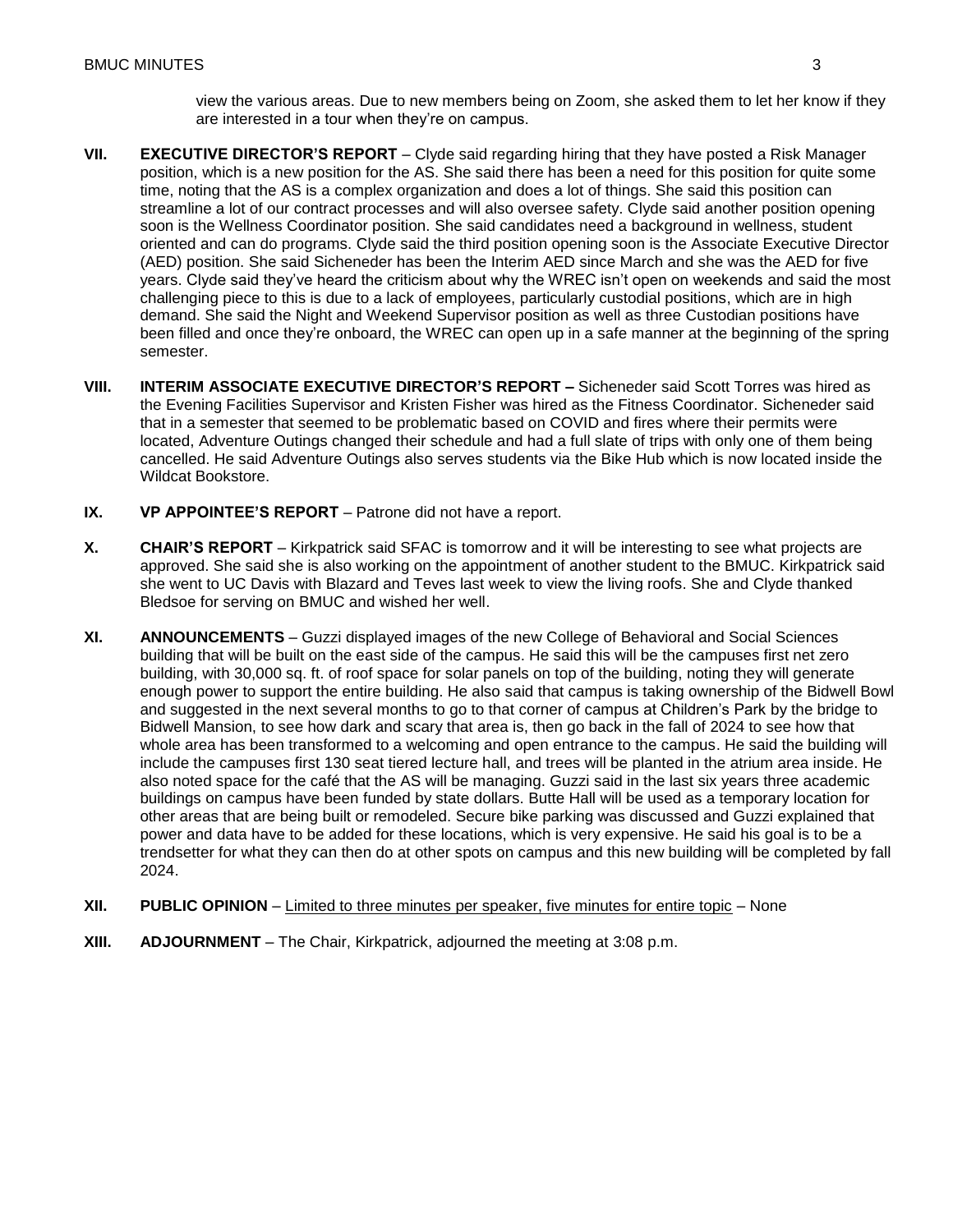view the various areas. Due to new members being on Zoom, she asked them to let her know if they are interested in a tour when they're on campus.

**VII. EXECUTIVE DIRECTOR'S REPORT** – Clyde said regarding hiring that they have posted a Risk Manager position, which is a new position for the AS. She said there has been a need for this position for quite some time, noting that the AS is a complex organization and does a lot of things. She said this position can streamline a lot of our contract processes and will also oversee safety. Clyde said another position opening soon is the Wellness Coordinator position. She said candidates need a background in wellness, student oriented and can do programs. Clyde said the third position opening soon is the Associate Executive Director (AED) position. She said Sicheneder has been the Interim AED since March and she was the AED for five years. Clyde said they've heard the criticism about why the WREC isn't open on weekends and said the most challenging piece to this is due to a lack of employees, particularly custodial positions, which are in high demand. She said the Night and Weekend Supervisor position as well as three Custodian positions have been filled and once they're onboard, the WREC can open up in a safe manner at the beginning of the spring semester.

**VIII. INTERIM ASSOCIATE EXECUTIVE DIRECTOR'S REPORT –** Sicheneder said Scott Torres was hired as the Evening Facilities Supervisor and Kristen Fisher was hired as the Fitness Coordinator. Sicheneder said that in a semester that seemed to be problematic based on COVID and fires where their permits were located, Adventure Outings changed their schedule and had a full slate of trips with only one of them being cancelled. He said Adventure Outings also serves students via the Bike Hub which is now located inside the Wildcat Bookstore.

**IX. VP APPOINTEE'S REPORT** – Patrone did not have a report.

**X. CHAIR'S REPORT** – Kirkpatrick said SFAC is tomorrow and it will be interesting to see what projects are approved. She said she is also working on the appointment of another student to the BMUC. Kirkpatrick said she went to UC Davis with Blazard and Teves last week to view the living roofs. She and Clyde thanked Bledsoe for serving on BMUC and wished her well.

**XI. ANNOUNCEMENTS** – Guzzi displayed images of the new College of Behavioral and Social Sciences building that will be built on the east side of the campus. He said this will be the campuses first net zero building, with 30,000 sq. ft. of roof space for solar panels on top of the building, noting they will generate enough power to support the entire building. He also said that campus is taking ownership of the Bidwell Bowl and suggested in the next several months to go to that corner of campus at Children's Park by the bridge to Bidwell Mansion, to see how dark and scary that area is, then go back in the fall of 2024 to see how that whole area has been transformed to a welcoming and open entrance to the campus. He said the building will include the campuses first 130 seat tiered lecture hall, and trees will be planted in the atrium area inside. He also noted space for the café that the AS will be managing. Guzzi said in the last six years three academic buildings on campus have been funded by state dollars. Butte Hall will be used as a temporary location for other areas that are being built or remodeled. Secure bike parking was discussed and Guzzi explained that power and data have to be added for these locations, which is very expensive. He said his goal is to be a trendsetter for what they can then do at other spots on campus and this new building will be completed by fall 2024.

**XII. PUBLIC OPINION** – <u>Limited to three minutes per speaker, five minutes for entire topic</u> – None

**XIII. ADJOURNMENT** – The Chair, Kirkpatrick, adjourned the meeting at 3:08 p.m.